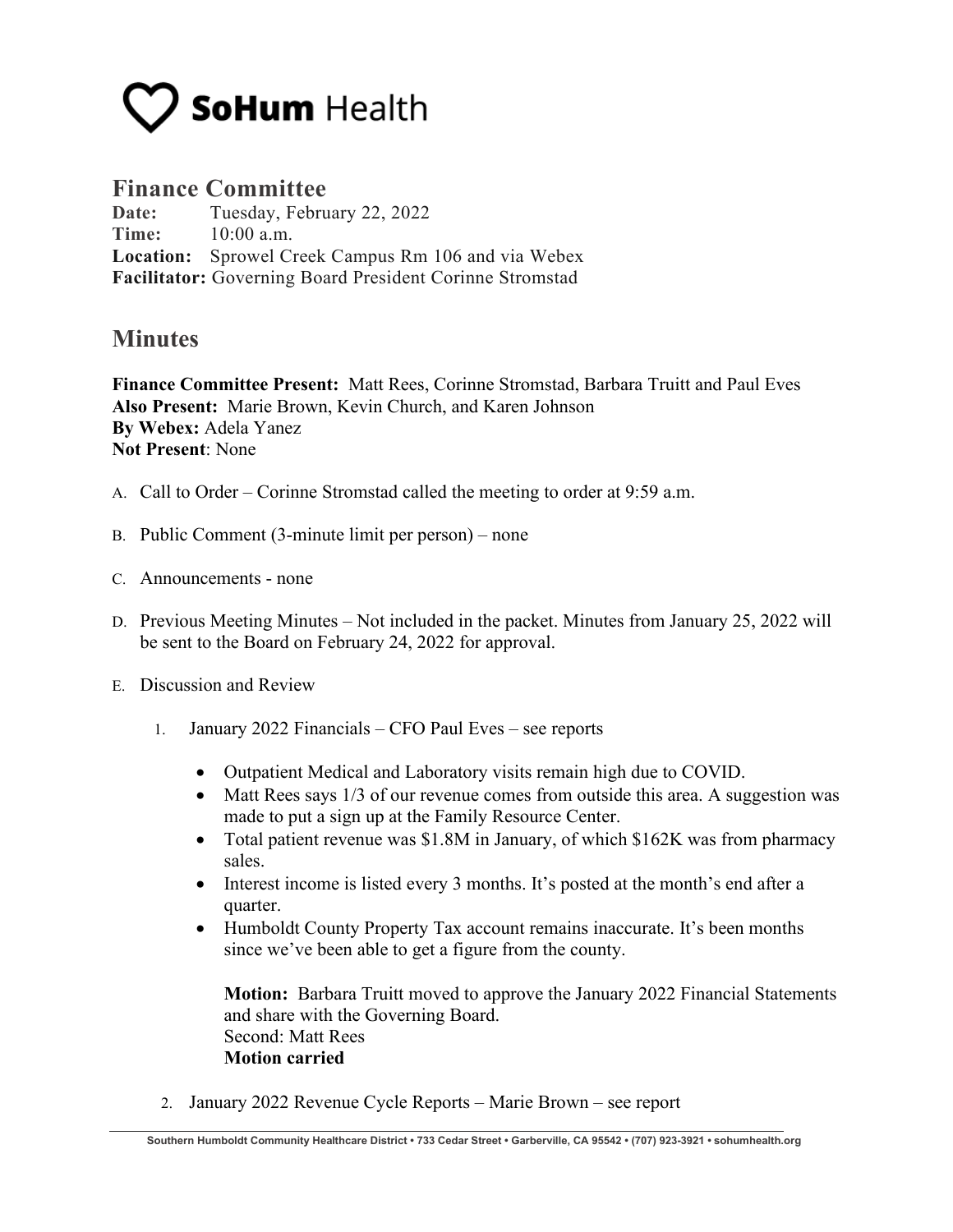# SoHum Health

## Finance Committee

**Date:** Tuesday, February 22, 2022
**Time:** 10:00 a.m.
**Location:** Sprowel Creek Campus Rm 106 and via Webex
**Facilitator:** Governing Board President Corinne Stromstad

## Minutes

**Finance Committee Present:** Matt Rees, Corinne Stromstad, Barbara Truitt and Paul Eves
**Also Present:** Marie Brown, Kevin Church, and Karen Johnson
**By Webex:** Adela Yanez
**Not Present**: None

A. Call to Order – Corinne Stromstad called the meeting to order at 9:59 a.m.

B. Public Comment (3-minute limit per person) – none

C. Announcements - none

D. Previous Meeting Minutes – Not included in the packet. Minutes from January 25, 2022 will be sent to the Board on February 24, 2022 for approval.

E. Discussion and Review

1. January 2022 Financials – CFO Paul Eves – see reports

   - Outpatient Medical and Laboratory visits remain high due to COVID.
   - Matt Rees says 1/3 of our revenue comes from outside this area. A suggestion was made to put a sign up at the Family Resource Center.
   - Total patient revenue was $1.8M in January, of which $162K was from pharmacy sales.
   - Interest income is listed every 3 months. It's posted at the month's end after a quarter.
   - Humboldt County Property Tax account remains inaccurate. It's been months since we've been able to get a figure from the county.

   **Motion:** Barbara Truitt moved to approve the January 2022 Financial Statements and share with the Governing Board.
   Second: Matt Rees
   **Motion carried**

2. January 2022 Revenue Cycle Reports – Marie Brown – see report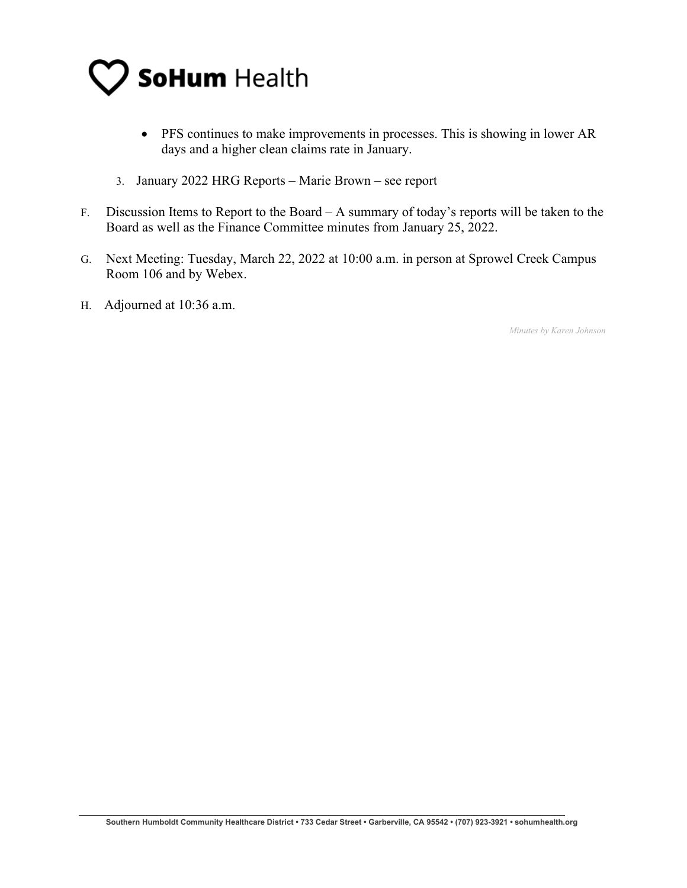- PFS continues to make improvements in processes. This is showing in lower AR days and a higher clean claims rate in January.

3. January 2022 HRG Reports – Marie Brown – see report

F. Discussion Items to Report to the Board – A summary of today's reports will be taken to the Board as well as the Finance Committee minutes from January 25, 2022.

G. Next Meeting: Tuesday, March 22, 2022 at 10:00 a.m. in person at Sprowel Creek Campus Room 106 and by Webex.

H. Adjourned at 10:36 a.m.

*Minutes by Karen Johnson*